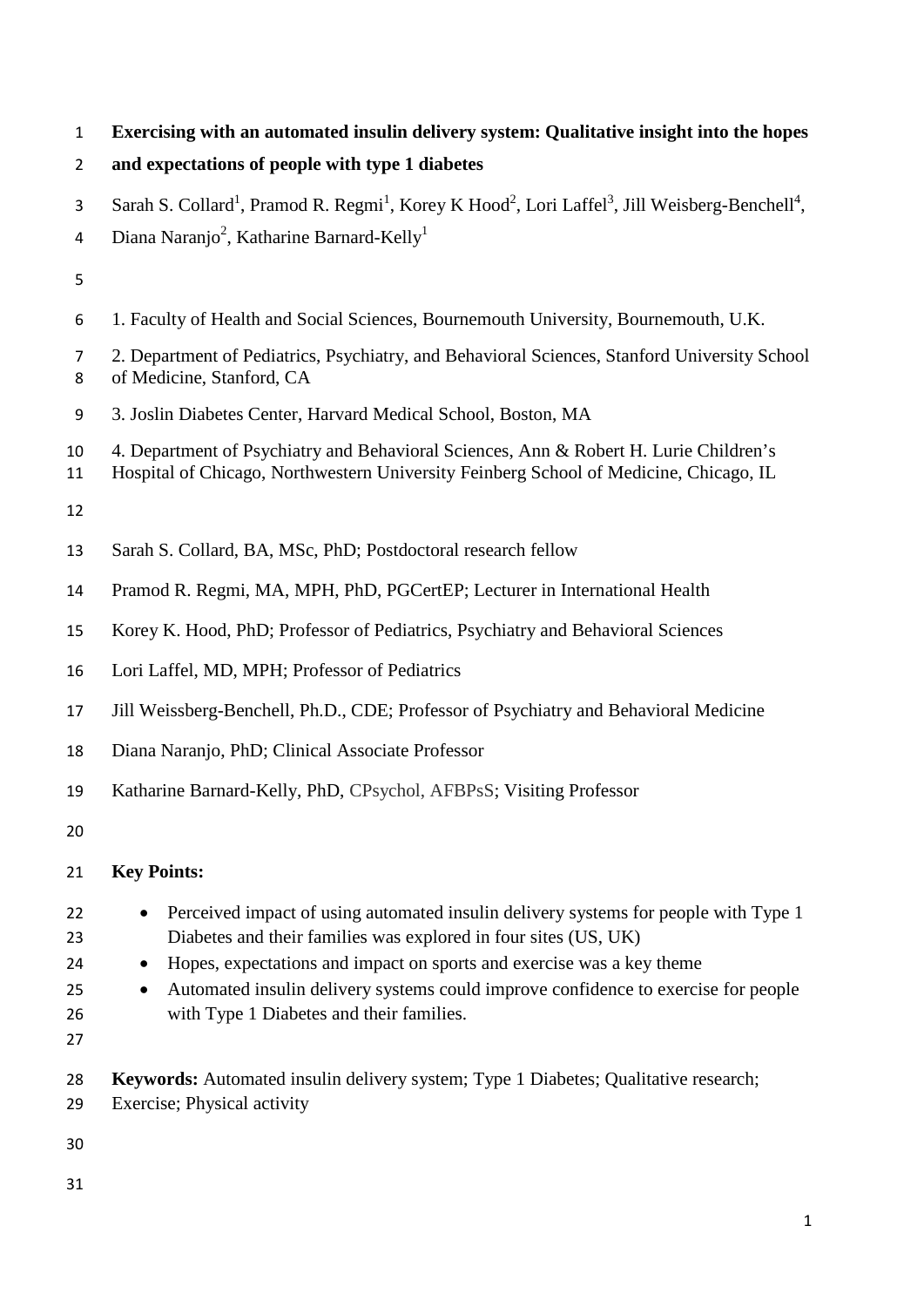# Exercising with an automated insulin delivery system: Qualitative insight into the hopes and expectations of people with type 1 diabetes

Sarah S. Collard[1], Pramod R. Regmi[1], Korey K Hood[2], Lori Laffel[3], Jill Weisberg-Benchell[4], Diana Naranjo[2], Katharine Barnard-Kelly[1]

1. Faculty of Health and Social Sciences, Bournemouth University, Bournemouth, U.K.
2. Department of Pediatrics, Psychiatry, and Behavioral Sciences, Stanford University School of Medicine, Stanford, CA
3. Joslin Diabetes Center, Harvard Medical School, Boston, MA
4. Department of Psychiatry and Behavioral Sciences, Ann & Robert H. Lurie Children's Hospital of Chicago, Northwestern University Feinberg School of Medicine, Chicago, IL

Sarah S. Collard, BA, MSc, PhD; Postdoctoral research fellow

Pramod R. Regmi, MA, MPH, PhD, PGCertEP; Lecturer in International Health

Korey K. Hood, PhD; Professor of Pediatrics, Psychiatry and Behavioral Sciences

Lori Laffel, MD, MPH; Professor of Pediatrics

Jill Weissberg-Benchell, Ph.D., CDE; Professor of Psychiatry and Behavioral Medicine

Diana Naranjo, PhD; Clinical Associate Professor

Katharine Barnard-Kelly, PhD, CPsychol, AFBPsS; Visiting Professor

**Key Points:**

- Perceived impact of using automated insulin delivery systems for people with Type 1 Diabetes and their families was explored in four sites (US, UK)
- Hopes, expectations and impact on sports and exercise was a key theme
- Automated insulin delivery systems could improve confidence to exercise for people with Type 1 Diabetes and their families.

**Keywords:** Automated insulin delivery system; Type 1 Diabetes; Qualitative research; Exercise; Physical activity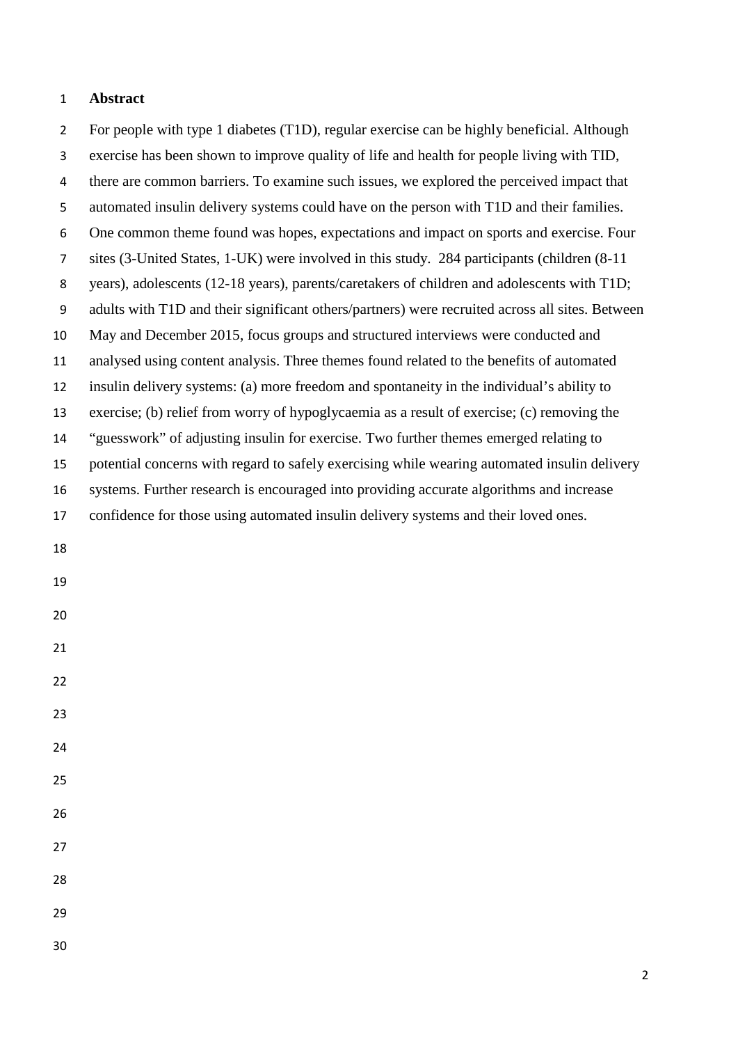# Abstract

For people with type 1 diabetes (T1D), regular exercise can be highly beneficial. Although exercise has been shown to improve quality of life and health for people living with TID, there are common barriers. To examine such issues, we explored the perceived impact that automated insulin delivery systems could have on the person with T1D and their families. One common theme found was hopes, expectations and impact on sports and exercise. Four sites (3-United States, 1-UK) were involved in this study. 284 participants (children (8-11 years), adolescents (12-18 years), parents/caretakers of children and adolescents with T1D; adults with T1D and their significant others/partners) were recruited across all sites. Between May and December 2015, focus groups and structured interviews were conducted and analysed using content analysis. Three themes found related to the benefits of automated insulin delivery systems: (a) more freedom and spontaneity in the individual's ability to exercise; (b) relief from worry of hypoglycaemia as a result of exercise; (c) removing the "guesswork" of adjusting insulin for exercise. Two further themes emerged relating to potential concerns with regard to safely exercising while wearing automated insulin delivery systems. Further research is encouraged into providing accurate algorithms and increase confidence for those using automated insulin delivery systems and their loved ones.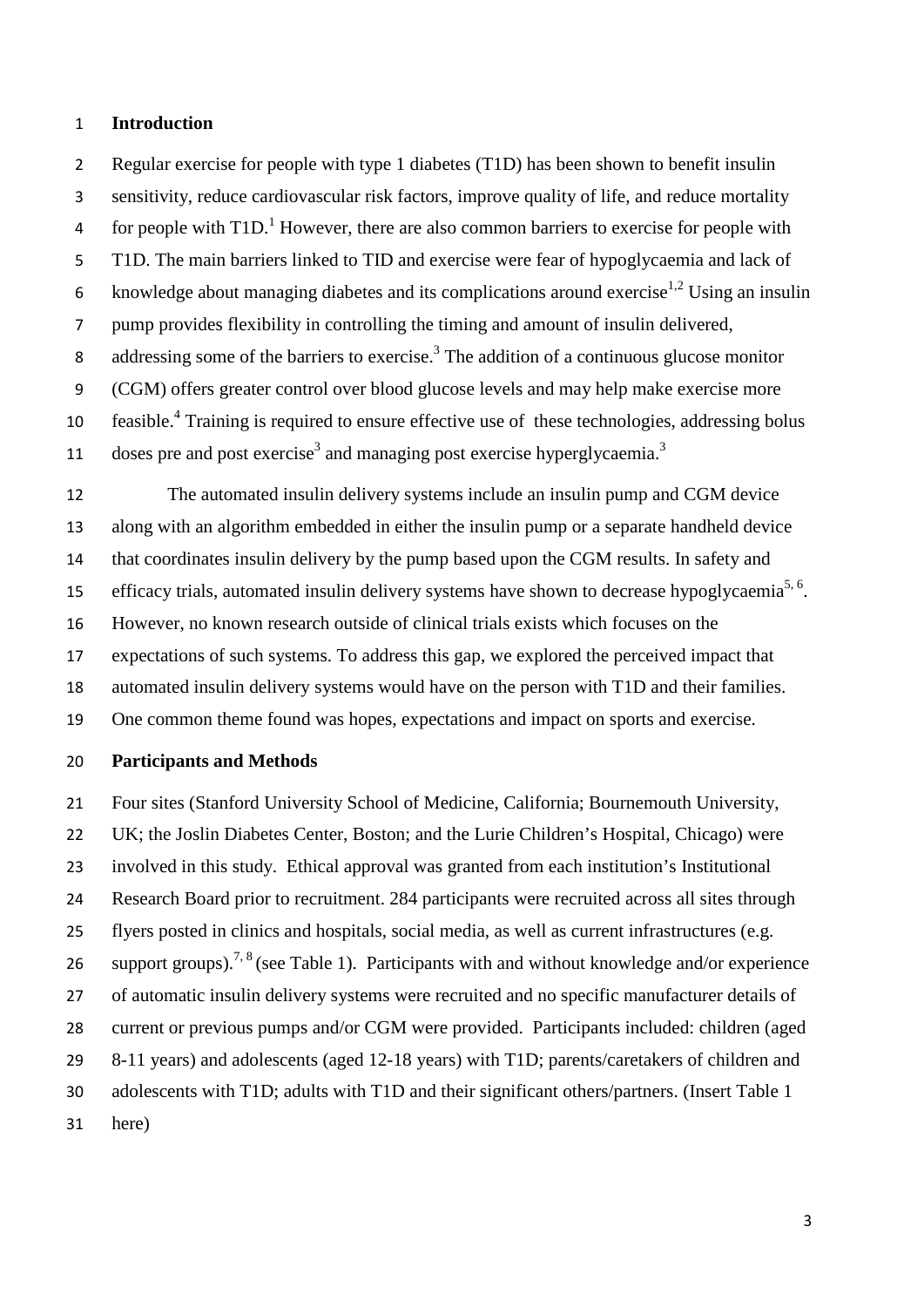## Introduction

Regular exercise for people with type 1 diabetes (T1D) has been shown to benefit insulin sensitivity, reduce cardiovascular risk factors, improve quality of life, and reduce mortality for people with T1D.[1] However, there are also common barriers to exercise for people with T1D. The main barriers linked to TID and exercise were fear of hypoglycaemia and lack of knowledge about managing diabetes and its complications around exercise[1,2] Using an insulin pump provides flexibility in controlling the timing and amount of insulin delivered, addressing some of the barriers to exercise.[3] The addition of a continuous glucose monitor (CGM) offers greater control over blood glucose levels and may help make exercise more feasible.[4] Training is required to ensure effective use of these technologies, addressing bolus doses pre and post exercise[3] and managing post exercise hyperglycaemia.[3]

The automated insulin delivery systems include an insulin pump and CGM device along with an algorithm embedded in either the insulin pump or a separate handheld device that coordinates insulin delivery by the pump based upon the CGM results. In safety and efficacy trials, automated insulin delivery systems have shown to decrease hypoglycaemia[5, 6]. However, no known research outside of clinical trials exists which focuses on the expectations of such systems. To address this gap, we explored the perceived impact that automated insulin delivery systems would have on the person with T1D and their families. One common theme found was hopes, expectations and impact on sports and exercise.

## Participants and Methods

Four sites (Stanford University School of Medicine, California; Bournemouth University, UK; the Joslin Diabetes Center, Boston; and the Lurie Children's Hospital, Chicago) were involved in this study. Ethical approval was granted from each institution's Institutional Research Board prior to recruitment. 284 participants were recruited across all sites through flyers posted in clinics and hospitals, social media, as well as current infrastructures (e.g. support groups).[7, 8] (see Table 1). Participants with and without knowledge and/or experience of automatic insulin delivery systems were recruited and no specific manufacturer details of current or previous pumps and/or CGM were provided. Participants included: children (aged 8-11 years) and adolescents (aged 12-18 years) with T1D; parents/caretakers of children and adolescents with T1D; adults with T1D and their significant others/partners. (Insert Table 1 here)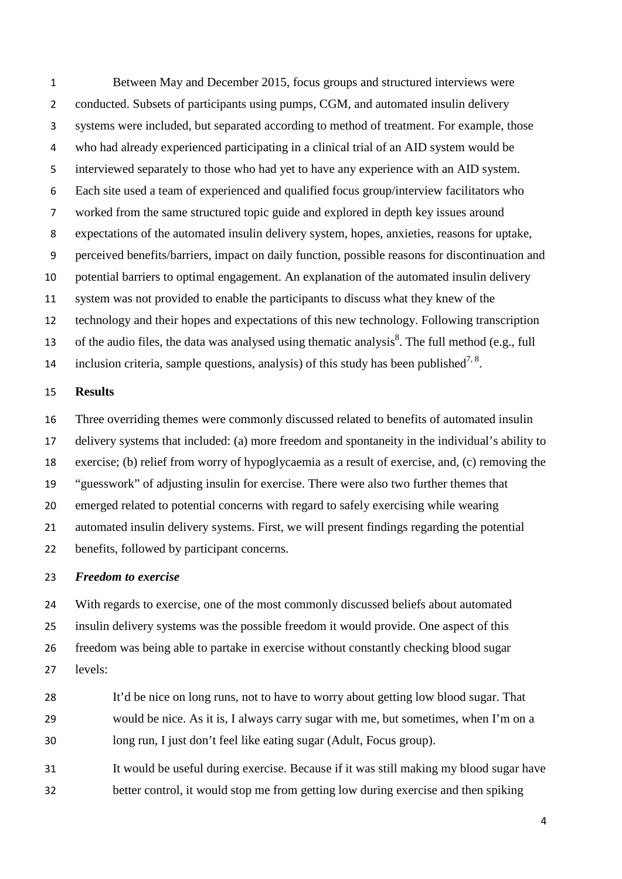Between May and December 2015, focus groups and structured interviews were conducted. Subsets of participants using pumps, CGM, and automated insulin delivery systems were included, but separated according to method of treatment. For example, those who had already experienced participating in a clinical trial of an AID system would be interviewed separately to those who had yet to have any experience with an AID system. Each site used a team of experienced and qualified focus group/interview facilitators who worked from the same structured topic guide and explored in depth key issues around expectations of the automated insulin delivery system, hopes, anxieties, reasons for uptake, perceived benefits/barriers, impact on daily function, possible reasons for discontinuation and potential barriers to optimal engagement. An explanation of the automated insulin delivery system was not provided to enable the participants to discuss what they knew of the technology and their hopes and expectations of this new technology. Following transcription of the audio files, the data was analysed using thematic analysis[8]. The full method (e.g., full inclusion criteria, sample questions, analysis) of this study has been published[7, 8].

## Results

Three overriding themes were commonly discussed related to benefits of automated insulin delivery systems that included: (a) more freedom and spontaneity in the individual's ability to exercise; (b) relief from worry of hypoglycaemia as a result of exercise, and, (c) removing the "guesswork" of adjusting insulin for exercise. There were also two further themes that emerged related to potential concerns with regard to safely exercising while wearing automated insulin delivery systems. First, we will present findings regarding the potential benefits, followed by participant concerns.

### *Freedom to exercise*

With regards to exercise, one of the most commonly discussed beliefs about automated insulin delivery systems was the possible freedom it would provide. One aspect of this freedom was being able to partake in exercise without constantly checking blood sugar levels:

> It'd be nice on long runs, not to have to worry about getting low blood sugar. That would be nice. As it is, I always carry sugar with me, but sometimes, when I'm on a long run, I just don't feel like eating sugar (Adult, Focus group).

> It would be useful during exercise. Because if it was still making my blood sugar have better control, it would stop me from getting low during exercise and then spiking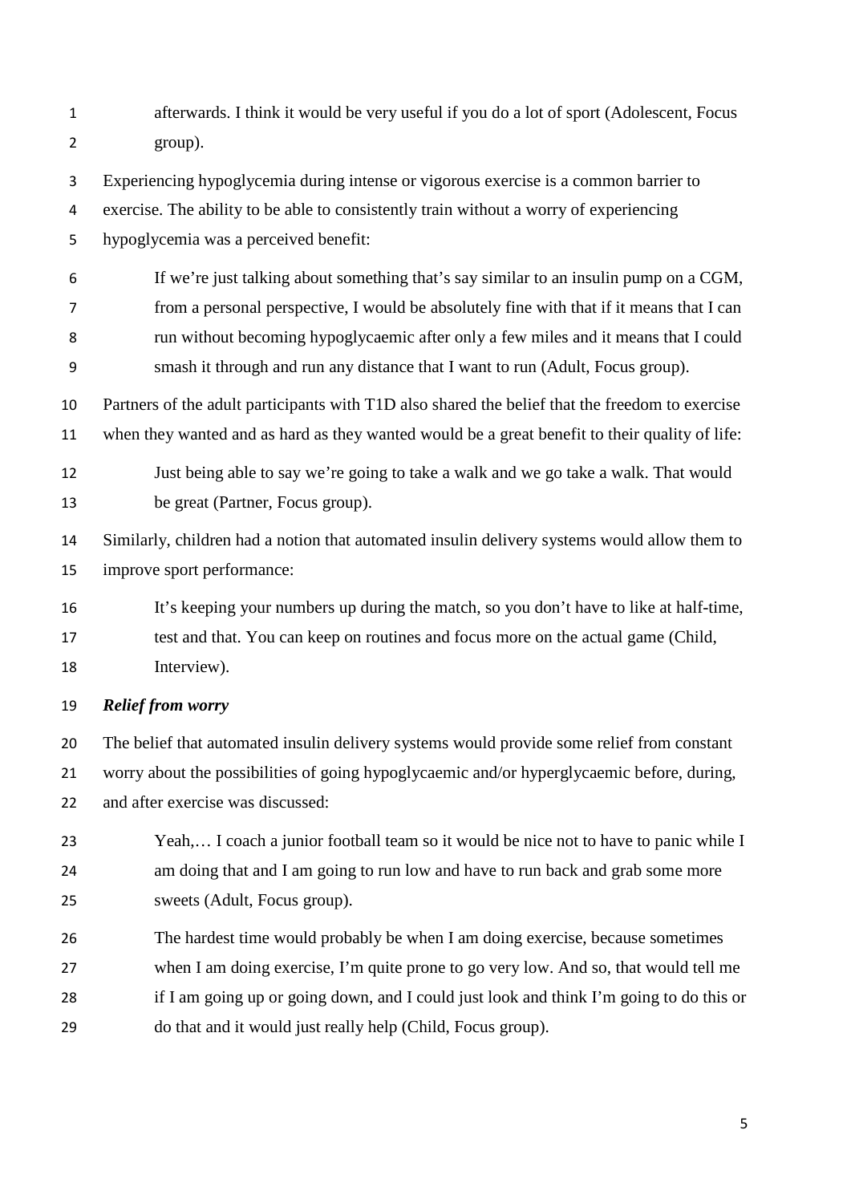afterwards. I think it would be very useful if you do a lot of sport (Adolescent, Focus group).

Experiencing hypoglycemia during intense or vigorous exercise is a common barrier to exercise. The ability to be able to consistently train without a worry of experiencing hypoglycemia was a perceived benefit:

> If we're just talking about something that's say similar to an insulin pump on a CGM, from a personal perspective, I would be absolutely fine with that if it means that I can run without becoming hypoglycaemic after only a few miles and it means that I could smash it through and run any distance that I want to run (Adult, Focus group).

Partners of the adult participants with T1D also shared the belief that the freedom to exercise when they wanted and as hard as they wanted would be a great benefit to their quality of life:

> Just being able to say we're going to take a walk and we go take a walk. That would be great (Partner, Focus group).

Similarly, children had a notion that automated insulin delivery systems would allow them to improve sport performance:

> It's keeping your numbers up during the match, so you don't have to like at half-time, test and that. You can keep on routines and focus more on the actual game (Child, Interview).

***Relief from worry***

The belief that automated insulin delivery systems would provide some relief from constant worry about the possibilities of going hypoglycaemic and/or hyperglycaemic before, during, and after exercise was discussed:

> Yeah,… I coach a junior football team so it would be nice not to have to panic while I am doing that and I am going to run low and have to run back and grab some more sweets (Adult, Focus group).

> The hardest time would probably be when I am doing exercise, because sometimes when I am doing exercise, I'm quite prone to go very low. And so, that would tell me if I am going up or going down, and I could just look and think I'm going to do this or do that and it would just really help (Child, Focus group).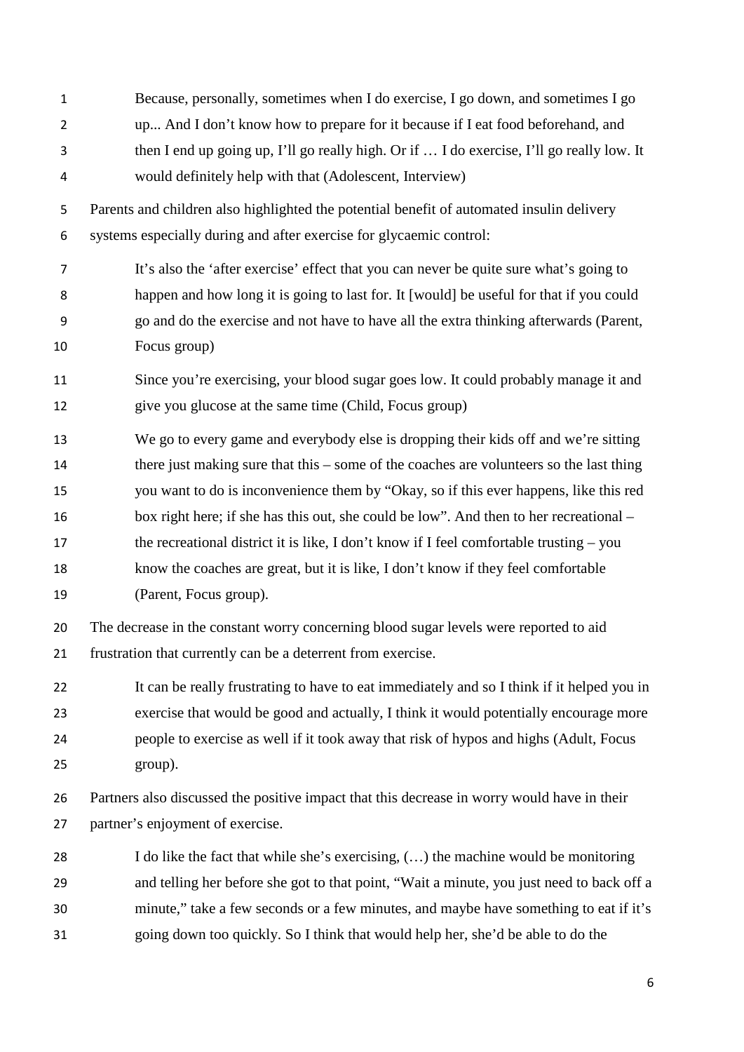> Because, personally, sometimes when I do exercise, I go down, and sometimes I go up... And I don't know how to prepare for it because if I eat food beforehand, and then I end up going up, I'll go really high. Or if … I do exercise, I'll go really low. It would definitely help with that (Adolescent, Interview)

Parents and children also highlighted the potential benefit of automated insulin delivery systems especially during and after exercise for glycaemic control:

> It's also the 'after exercise' effect that you can never be quite sure what's going to happen and how long it is going to last for. It [would] be useful for that if you could go and do the exercise and not have to have all the extra thinking afterwards (Parent, Focus group)

> Since you're exercising, your blood sugar goes low. It could probably manage it and give you glucose at the same time (Child, Focus group)

> We go to every game and everybody else is dropping their kids off and we're sitting there just making sure that this – some of the coaches are volunteers so the last thing you want to do is inconvenience them by "Okay, so if this ever happens, like this red box right here; if she has this out, she could be low". And then to her recreational – the recreational district it is like, I don't know if I feel comfortable trusting – you know the coaches are great, but it is like, I don't know if they feel comfortable (Parent, Focus group).

The decrease in the constant worry concerning blood sugar levels were reported to aid frustration that currently can be a deterrent from exercise.

> It can be really frustrating to have to eat immediately and so I think if it helped you in exercise that would be good and actually, I think it would potentially encourage more people to exercise as well if it took away that risk of hypos and highs (Adult, Focus group).

Partners also discussed the positive impact that this decrease in worry would have in their partner's enjoyment of exercise.

> I do like the fact that while she's exercising, (…) the machine would be monitoring and telling her before she got to that point, "Wait a minute, you just need to back off a minute," take a few seconds or a few minutes, and maybe have something to eat if it's going down too quickly. So I think that would help her, she'd be able to do the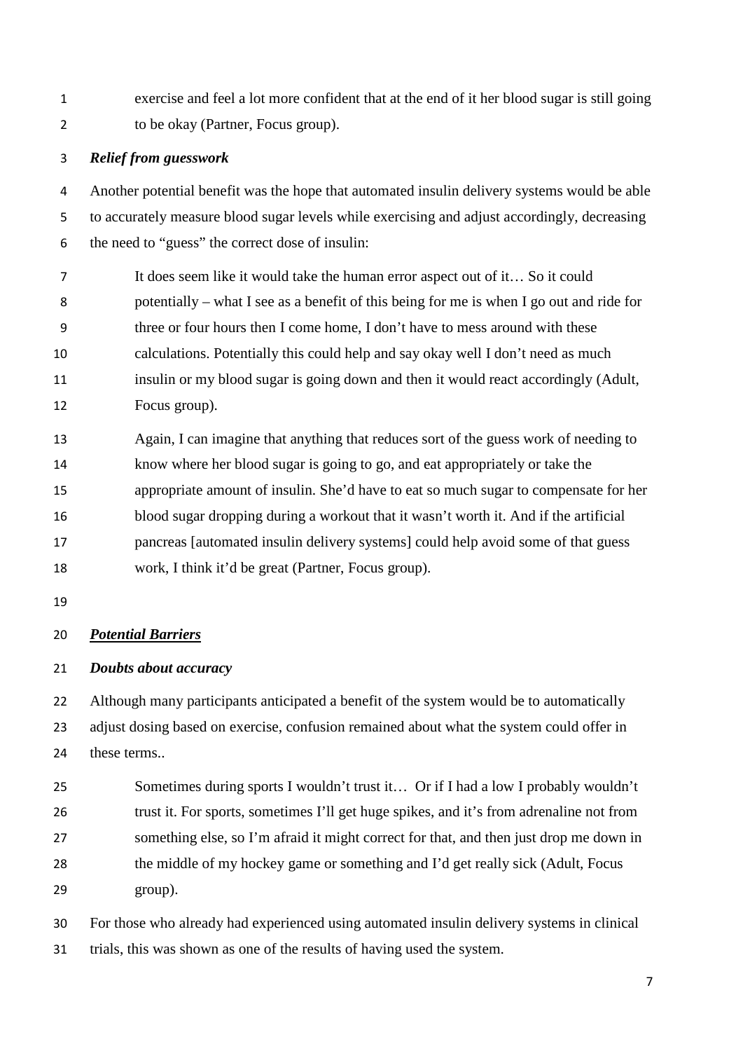exercise and feel a lot more confident that at the end of it her blood sugar is still going to be okay (Partner, Focus group).

### *Relief from guesswork*

Another potential benefit was the hope that automated insulin delivery systems would be able to accurately measure blood sugar levels while exercising and adjust accordingly, decreasing the need to "guess" the correct dose of insulin:

> It does seem like it would take the human error aspect out of it… So it could potentially – what I see as a benefit of this being for me is when I go out and ride for three or four hours then I come home, I don't have to mess around with these calculations. Potentially this could help and say okay well I don't need as much insulin or my blood sugar is going down and then it would react accordingly (Adult, Focus group).

> Again, I can imagine that anything that reduces sort of the guess work of needing to know where her blood sugar is going to go, and eat appropriately or take the appropriate amount of insulin. She'd have to eat so much sugar to compensate for her blood sugar dropping during a workout that it wasn't worth it. And if the artificial pancreas [automated insulin delivery systems] could help avoid some of that guess work, I think it'd be great (Partner, Focus group).

## ***Potential Barriers***

### *Doubts about accuracy*

Although many participants anticipated a benefit of the system would be to automatically adjust dosing based on exercise, confusion remained about what the system could offer in these terms..

> Sometimes during sports I wouldn't trust it… Or if I had a low I probably wouldn't trust it. For sports, sometimes I'll get huge spikes, and it's from adrenaline not from something else, so I'm afraid it might correct for that, and then just drop me down in the middle of my hockey game or something and I'd get really sick (Adult, Focus group).

For those who already had experienced using automated insulin delivery systems in clinical trials, this was shown as one of the results of having used the system.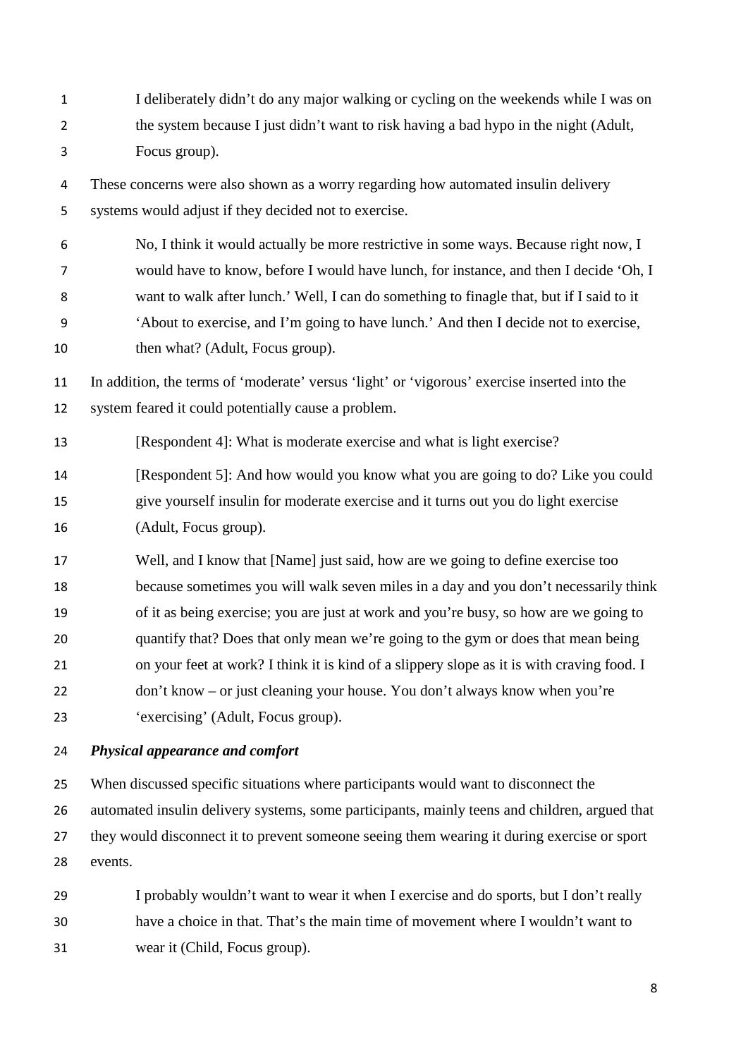> I deliberately didn't do any major walking or cycling on the weekends while I was on the system because I just didn't want to risk having a bad hypo in the night (Adult, Focus group).

These concerns were also shown as a worry regarding how automated insulin delivery systems would adjust if they decided not to exercise.

> No, I think it would actually be more restrictive in some ways. Because right now, I would have to know, before I would have lunch, for instance, and then I decide 'Oh, I want to walk after lunch.' Well, I can do something to finagle that, but if I said to it 'About to exercise, and I'm going to have lunch.' And then I decide not to exercise, then what? (Adult, Focus group).

In addition, the terms of 'moderate' versus 'light' or 'vigorous' exercise inserted into the system feared it could potentially cause a problem.

> [Respondent 4]: What is moderate exercise and what is light exercise?
>
> [Respondent 5]: And how would you know what you are going to do? Like you could give yourself insulin for moderate exercise and it turns out you do light exercise (Adult, Focus group).

> Well, and I know that [Name] just said, how are we going to define exercise too because sometimes you will walk seven miles in a day and you don't necessarily think of it as being exercise; you are just at work and you're busy, so how are we going to quantify that? Does that only mean we're going to the gym or does that mean being on your feet at work? I think it is kind of a slippery slope as it is with craving food. I don't know – or just cleaning your house. You don't always know when you're 'exercising' (Adult, Focus group).

***Physical appearance and comfort***

When discussed specific situations where participants would want to disconnect the automated insulin delivery systems, some participants, mainly teens and children, argued that they would disconnect it to prevent someone seeing them wearing it during exercise or sport events.

> I probably wouldn't want to wear it when I exercise and do sports, but I don't really have a choice in that. That's the main time of movement where I wouldn't want to wear it (Child, Focus group).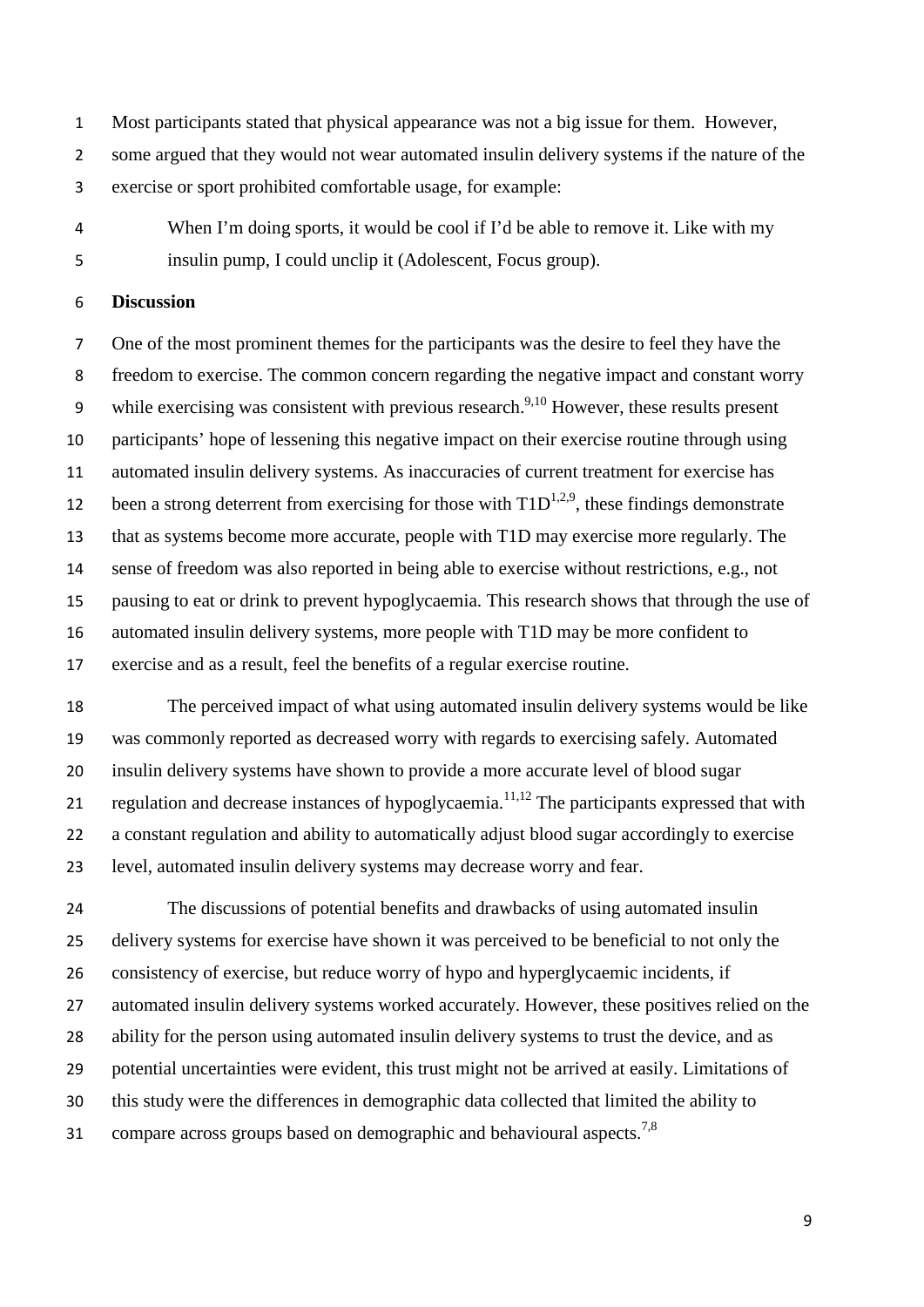Most participants stated that physical appearance was not a big issue for them. However, some argued that they would not wear automated insulin delivery systems if the nature of the exercise or sport prohibited comfortable usage, for example:

> When I'm doing sports, it would be cool if I'd be able to remove it. Like with my insulin pump, I could unclip it (Adolescent, Focus group).

## Discussion

One of the most prominent themes for the participants was the desire to feel they have the freedom to exercise. The common concern regarding the negative impact and constant worry while exercising was consistent with previous research.[9,10] However, these results present participants' hope of lessening this negative impact on their exercise routine through using automated insulin delivery systems. As inaccuracies of current treatment for exercise has been a strong deterrent from exercising for those with T1D[1,2,9], these findings demonstrate that as systems become more accurate, people with T1D may exercise more regularly. The sense of freedom was also reported in being able to exercise without restrictions, e.g., not pausing to eat or drink to prevent hypoglycaemia. This research shows that through the use of automated insulin delivery systems, more people with T1D may be more confident to exercise and as a result, feel the benefits of a regular exercise routine.

The perceived impact of what using automated insulin delivery systems would be like was commonly reported as decreased worry with regards to exercising safely. Automated insulin delivery systems have shown to provide a more accurate level of blood sugar regulation and decrease instances of hypoglycaemia.[11,12] The participants expressed that with a constant regulation and ability to automatically adjust blood sugar accordingly to exercise level, automated insulin delivery systems may decrease worry and fear.

The discussions of potential benefits and drawbacks of using automated insulin delivery systems for exercise have shown it was perceived to be beneficial to not only the consistency of exercise, but reduce worry of hypo and hyperglycaemic incidents, if automated insulin delivery systems worked accurately. However, these positives relied on the ability for the person using automated insulin delivery systems to trust the device, and as potential uncertainties were evident, this trust might not be arrived at easily. Limitations of this study were the differences in demographic data collected that limited the ability to compare across groups based on demographic and behavioural aspects.[7,8]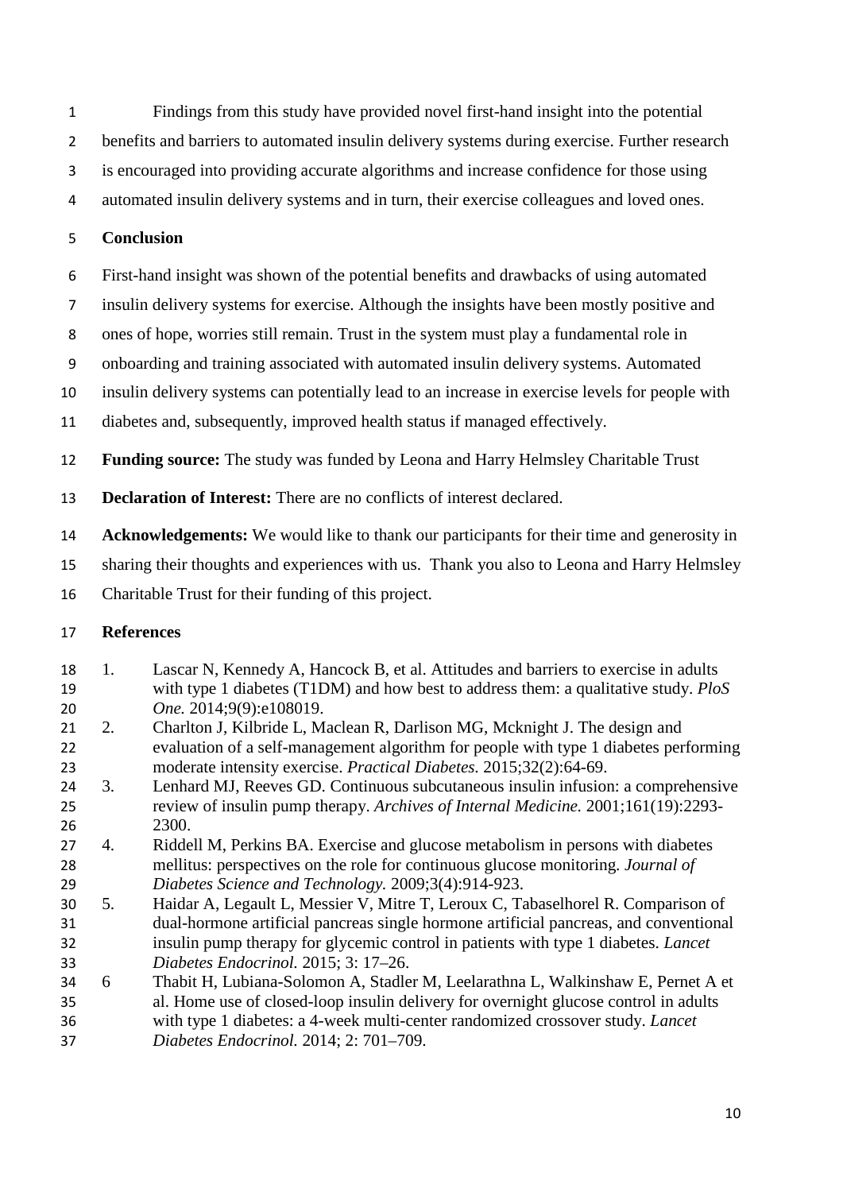Findings from this study have provided novel first-hand insight into the potential benefits and barriers to automated insulin delivery systems during exercise. Further research is encouraged into providing accurate algorithms and increase confidence for those using automated insulin delivery systems and in turn, their exercise colleagues and loved ones.

## Conclusion

First-hand insight was shown of the potential benefits and drawbacks of using automated insulin delivery systems for exercise. Although the insights have been mostly positive and ones of hope, worries still remain. Trust in the system must play a fundamental role in onboarding and training associated with automated insulin delivery systems. Automated insulin delivery systems can potentially lead to an increase in exercise levels for people with diabetes and, subsequently, improved health status if managed effectively.

**Funding source:** The study was funded by Leona and Harry Helmsley Charitable Trust

**Declaration of Interest:** There are no conflicts of interest declared.

**Acknowledgements:** We would like to thank our participants for their time and generosity in sharing their thoughts and experiences with us. Thank you also to Leona and Harry Helmsley Charitable Trust for their funding of this project.

## References

1. Lascar N, Kennedy A, Hancock B, et al. Attitudes and barriers to exercise in adults with type 1 diabetes (T1DM) and how best to address them: a qualitative study. *PloS One.* 2014;9(9):e108019.
2. Charlton J, Kilbride L, Maclean R, Darlison MG, Mcknight J. The design and evaluation of a self-management algorithm for people with type 1 diabetes performing moderate intensity exercise. *Practical Diabetes.* 2015;32(2):64-69.
3. Lenhard MJ, Reeves GD. Continuous subcutaneous insulin infusion: a comprehensive review of insulin pump therapy. *Archives of Internal Medicine.* 2001;161(19):2293-2300.
4. Riddell M, Perkins BA. Exercise and glucose metabolism in persons with diabetes mellitus: perspectives on the role for continuous glucose monitoring. *Journal of Diabetes Science and Technology.* 2009;3(4):914-923.
5. Haidar A, Legault L, Messier V, Mitre T, Leroux C, Tabaselhorel R. Comparison of dual-hormone artificial pancreas single hormone artificial pancreas, and conventional insulin pump therapy for glycemic control in patients with type 1 diabetes. *Lancet Diabetes Endocrinol.* 2015; 3: 17–26.
6. Thabit H, Lubiana-Solomon A, Stadler M, Leelarathna L, Walkinshaw E, Pernet A et al. Home use of closed-loop insulin delivery for overnight glucose control in adults with type 1 diabetes: a 4-week multi-center randomized crossover study. *Lancet Diabetes Endocrinol.* 2014; 2: 701–709.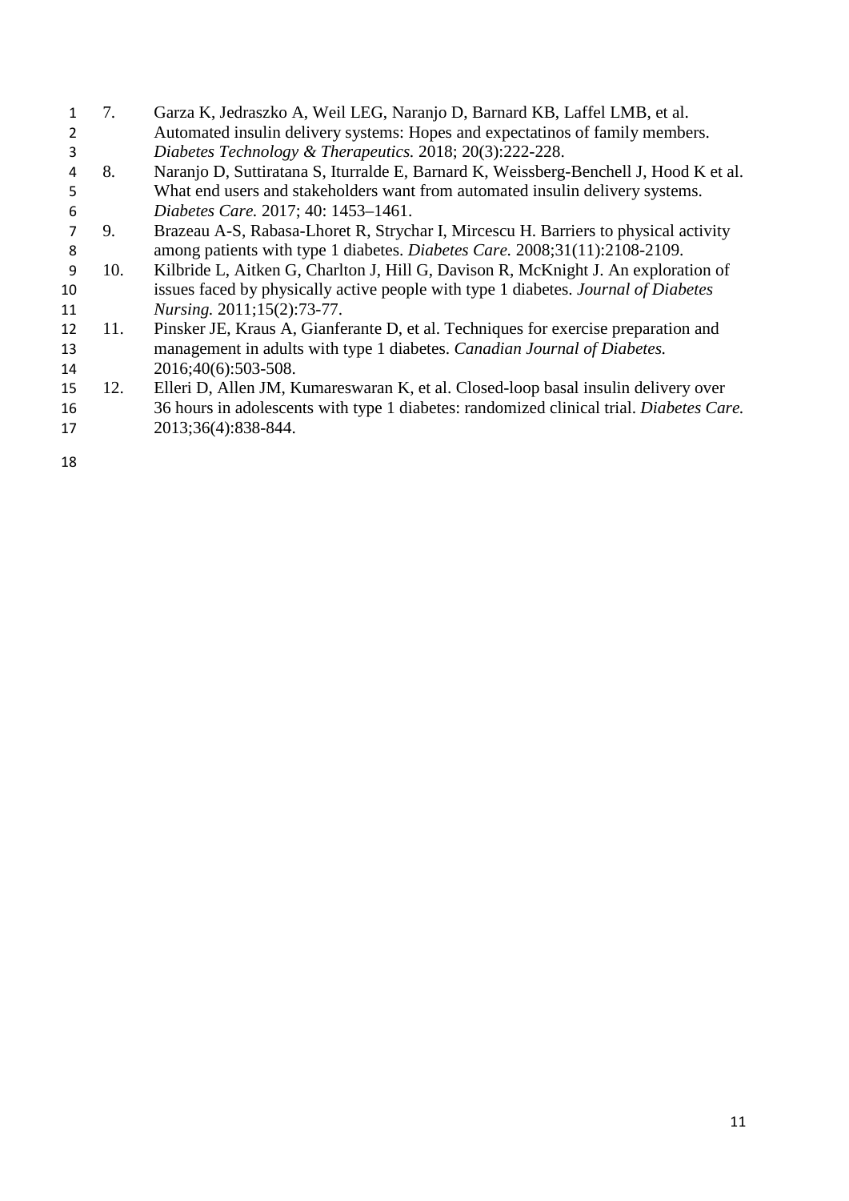7. Garza K, Jedraszko A, Weil LEG, Naranjo D, Barnard KB, Laffel LMB, et al. Automated insulin delivery systems: Hopes and expectatinos of family members. *Diabetes Technology & Therapeutics.* 2018; 20(3):222-228.
8. Naranjo D, Suttiratana S, Iturralde E, Barnard K, Weissberg-Benchell J, Hood K et al. What end users and stakeholders want from automated insulin delivery systems. *Diabetes Care.* 2017; 40: 1453–1461.
9. Brazeau A-S, Rabasa-Lhoret R, Strychar I, Mircescu H. Barriers to physical activity among patients with type 1 diabetes. *Diabetes Care.* 2008;31(11):2108-2109.
10. Kilbride L, Aitken G, Charlton J, Hill G, Davison R, McKnight J. An exploration of issues faced by physically active people with type 1 diabetes. *Journal of Diabetes Nursing.* 2011;15(2):73-77.
11. Pinsker JE, Kraus A, Gianferante D, et al. Techniques for exercise preparation and management in adults with type 1 diabetes. *Canadian Journal of Diabetes.* 2016;40(6):503-508.
12. Elleri D, Allen JM, Kumareswaran K, et al. Closed-loop basal insulin delivery over 36 hours in adolescents with type 1 diabetes: randomized clinical trial. *Diabetes Care.* 2013;36(4):838-844.